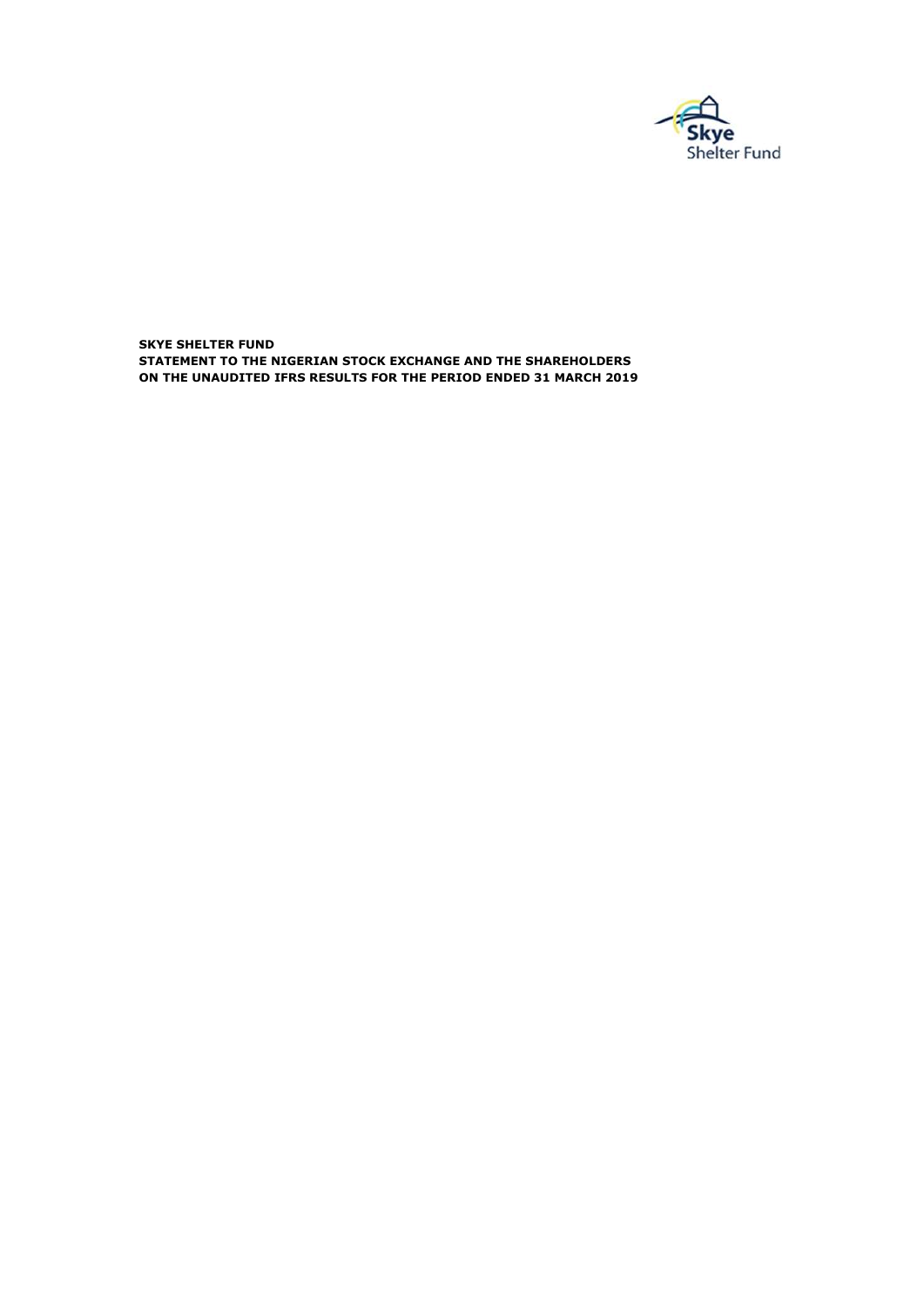**SKYE SHELTER FUND**

**STATEMENT TO THE NIGERIAN STOCK EXCHANGE AND THE SHAREHOLDERS ON THE UNAUDITED IFRS RESULTS FOR THE PERIOD ENDED 31 MARCH 2019**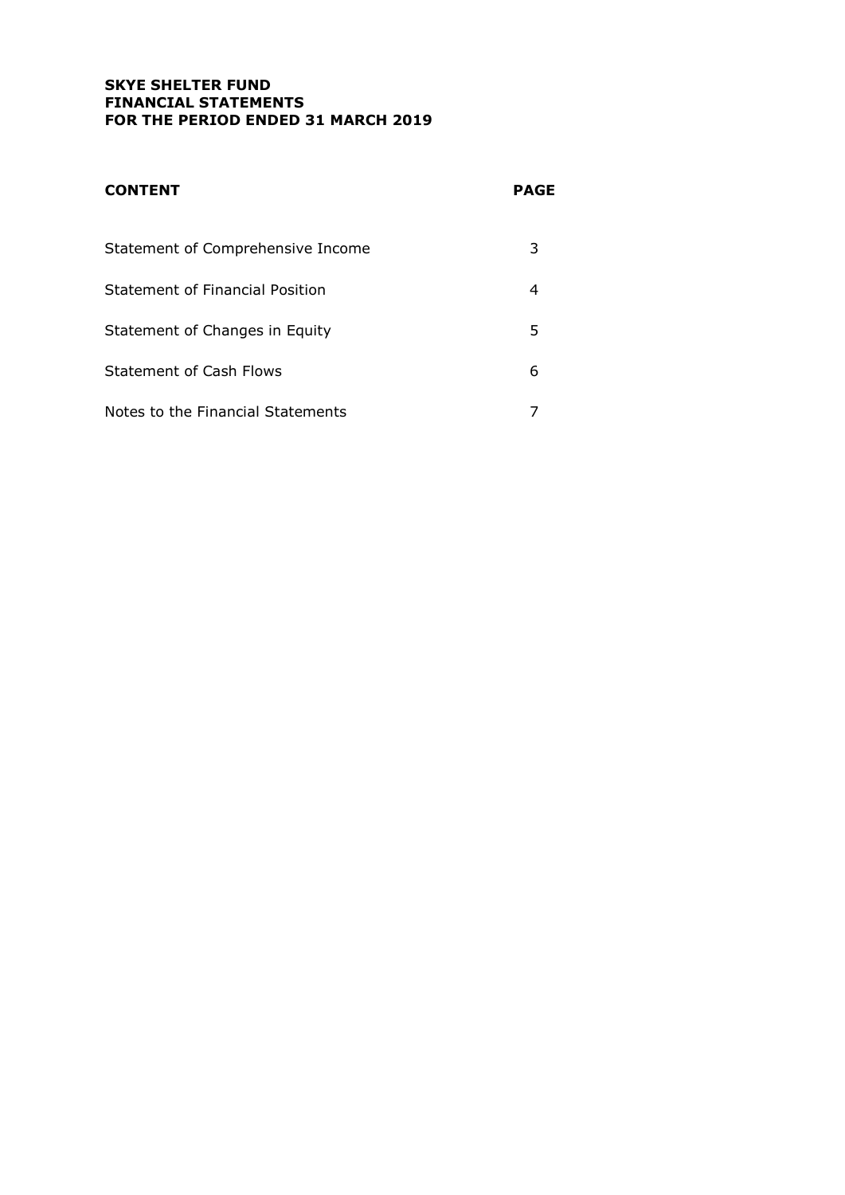**SKYE SHELTER FUND**
**FINANCIAL STATEMENTS**
**FOR THE PERIOD ENDED 31 MARCH 2019**

| **CONTENT** | **PAGE** |
|---|---|
| Statement of Comprehensive Income | 3 |
| Statement of Financial Position | 4 |
| Statement of Changes in Equity | 5 |
| Statement of Cash Flows | 6 |
| Notes to the Financial Statements | 7 |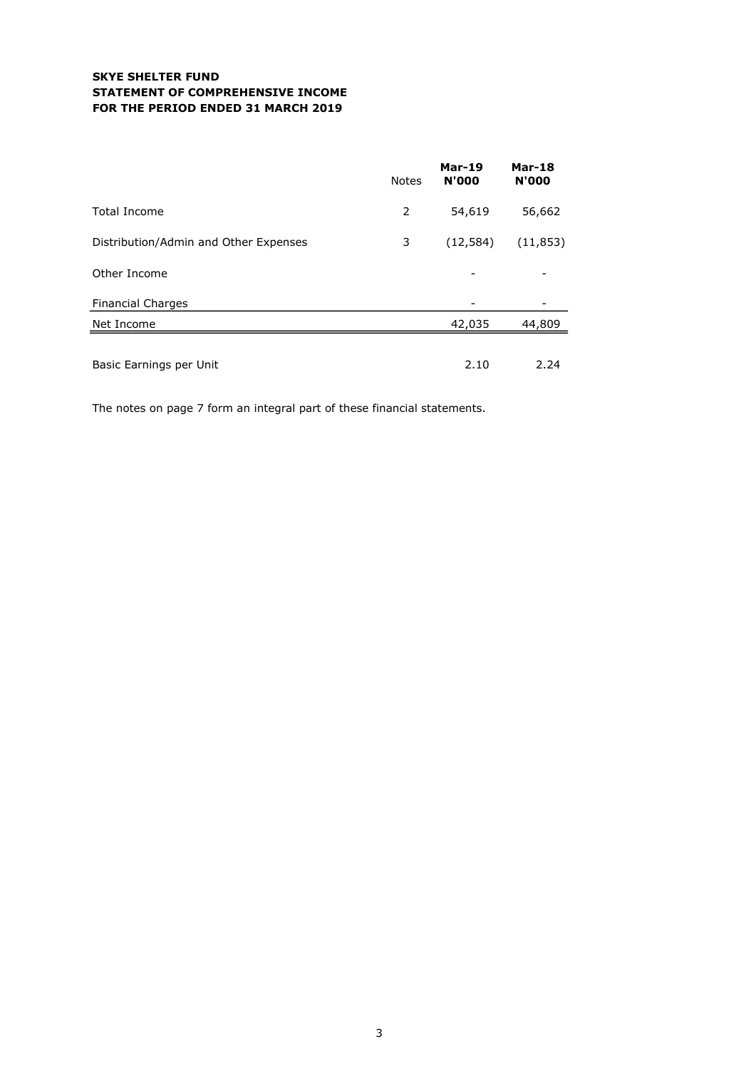**SKYE SHELTER FUND**
**STATEMENT OF COMPREHENSIVE INCOME**
**FOR THE PERIOD ENDED 31 MARCH 2019**

| | Notes | Mar-19 N'000 | Mar-18 N'000 |
|---|---|---|---|
| Total Income | 2 | 54,619 | 56,662 |
| Distribution/Admin and Other Expenses | 3 | (12,584) | (11,853) |
| Other Income | | - | - |
| Financial Charges | | - | - |
| Net Income | | 42,035 | 44,809 |
| Basic Earnings per Unit | | 2.10 | 2.24 |

The notes on page 7 form an integral part of these financial statements.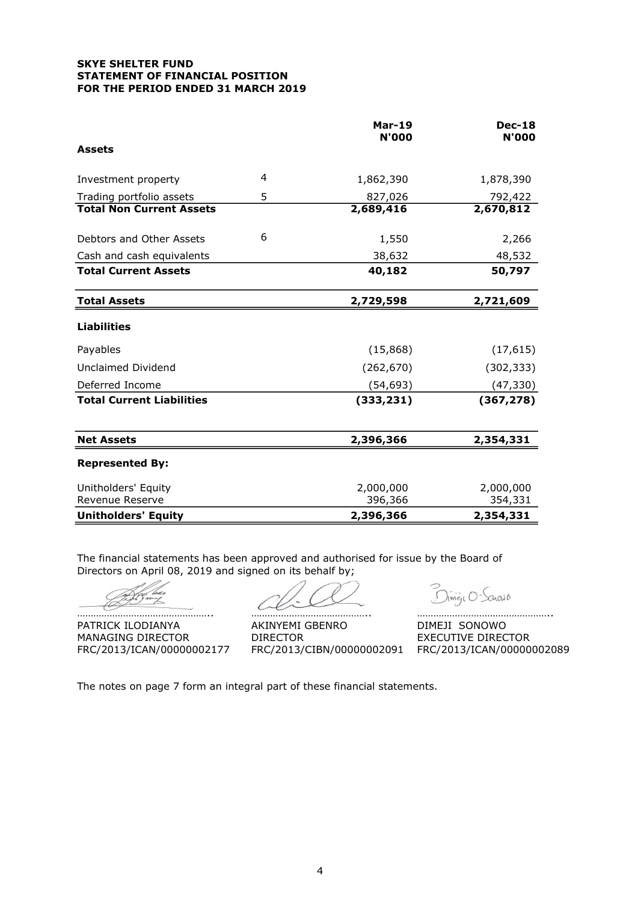**SKYE SHELTER FUND**
**STATEMENT OF FINANCIAL POSITION**
**FOR THE PERIOD ENDED 31 MARCH 2019**

| | | Mar-19 N'000 | Dec-18 N'000 |
|---|---|---|---|
| **Assets** | | | |
| Investment property | 4 | 1,862,390 | 1,878,390 |
| Trading portfolio assets | 5 | 827,026 | 792,422 |
| **Total Non Current Assets** | | **2,689,416** | **2,670,812** |
| Debtors and Other Assets | 6 | 1,550 | 2,266 |
| Cash and cash equivalents | | 38,632 | 48,532 |
| **Total Current Assets** | | **40,182** | **50,797** |
| **Total Assets** | | **2,729,598** | **2,721,609** |
| **Liabilities** | | | |
| Payables | | (15,868) | (17,615) |
| Unclaimed Dividend | | (262,670) | (302,333) |
| Deferred Income | | (54,693) | (47,330) |
| **Total Current Liabilities** | | **(333,231)** | **(367,278)** |
| **Net Assets** | | **2,396,366** | **2,354,331** |
| **Represented By:** | | | |
| Unitholders' Equity | | 2,000,000 | 2,000,000 |
| Revenue Reserve | | 396,366 | 354,331 |
| **Unitholders' Equity** | | **2,396,366** | **2,354,331** |

The financial statements has been approved and authorised for issue by the Board of Directors on April 08, 2019 and signed on its behalf by;

| ……………………………………….. | …………………………………….. | ……………………………………….. |
|---|---|---|
| PATRICK ILODIANYA | AKINYEMI GBENRO | DIMEJI SONOWO |
| MANAGING DIRECTOR | DIRECTOR | EXECUTIVE DIRECTOR |
| FRC/2013/ICAN/00000002177 | FRC/2013/CIBN/00000002091 | FRC/2013/ICAN/00000002089 |

The notes on page 7 form an integral part of these financial statements.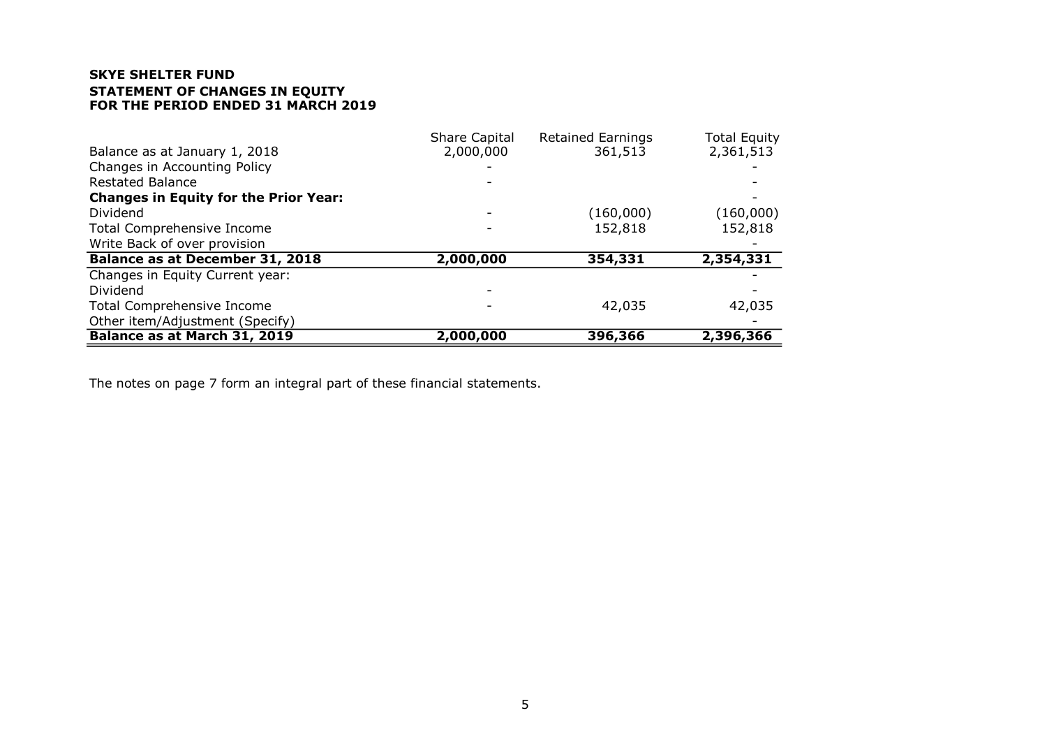**SKYE SHELTER FUND**
**STATEMENT OF CHANGES IN EQUITY**
**FOR THE PERIOD ENDED 31 MARCH 2019**

| | Share Capital | Retained Earnings | Total Equity |
|---|---|---|---|
| Balance as at January 1, 2018 | 2,000,000 | 361,513 | 2,361,513 |
| Changes in Accounting Policy | - | | - |
| Restated Balance | - | | - |
| **Changes in Equity for the Prior Year:** | | | - |
| Dividend | - | (160,000) | (160,000) |
| Total Comprehensive Income | - | 152,818 | 152,818 |
| Write Back of over provision | | | - |
| **Balance as at December 31, 2018** | **2,000,000** | **354,331** | **2,354,331** |
| Changes in Equity Current year: | | | - |
| Dividend | - | | - |
| Total Comprehensive Income | - | 42,035 | 42,035 |
| Other item/Adjustment (Specify) | | | - |
| **Balance as at March 31, 2019** | **2,000,000** | **396,366** | **2,396,366** |

The notes on page 7 form an integral part of these financial statements.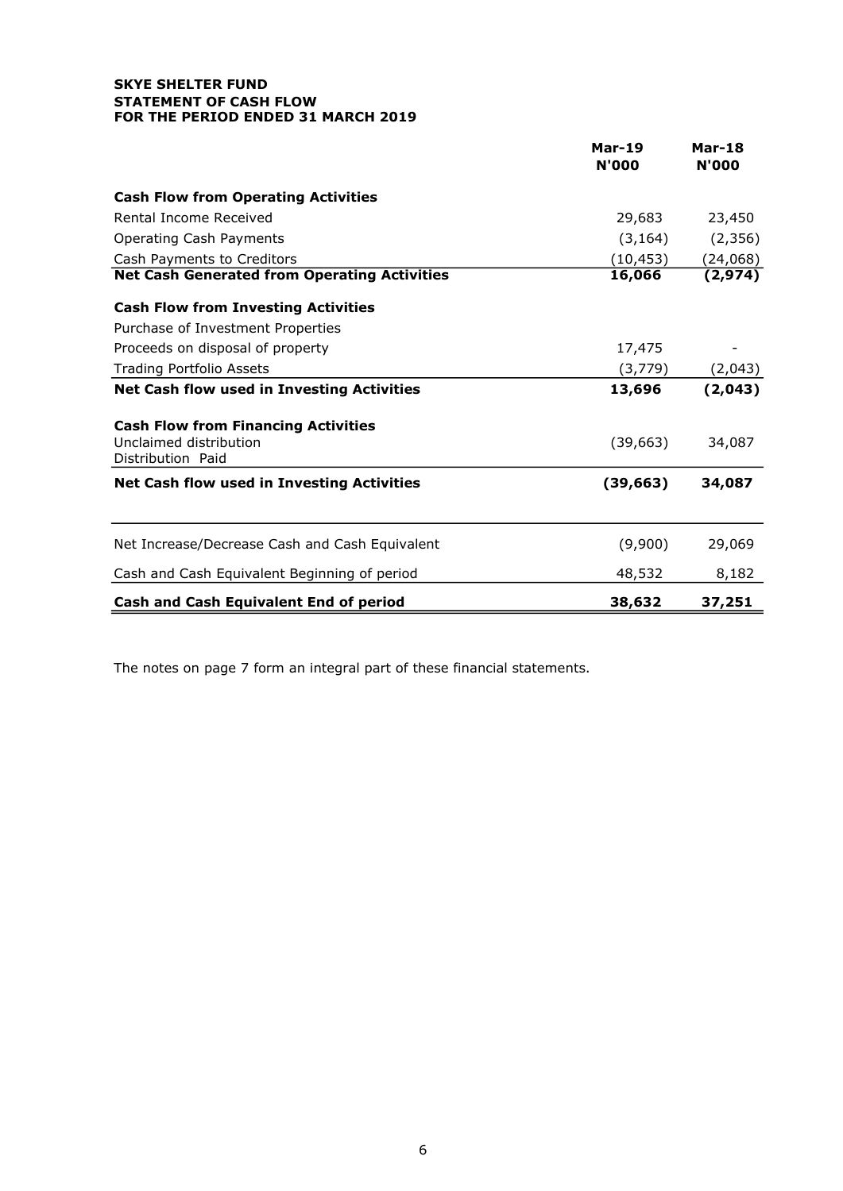**SKYE SHELTER FUND**
**STATEMENT OF CASH FLOW**
**FOR THE PERIOD ENDED 31 MARCH 2019**

| | Mar-19 N'000 | Mar-18 N'000 |
|---|---|---|
| **Cash Flow from Operating Activities** | | |
| Rental Income Received | 29,683 | 23,450 |
| Operating Cash Payments | (3,164) | (2,356) |
| Cash Payments to Creditors | (10,453) | (24,068) |
| **Net Cash Generated from Operating Activities** | **16,066** | **(2,974)** |
| **Cash Flow from Investing Activities** | | |
| Purchase of Investment Properties | | |
| Proceeds on disposal of property | 17,475 | - |
| Trading Portfolio Assets | (3,779) | (2,043) |
| **Net Cash flow used in Investing Activities** | **13,696** | **(2,043)** |
| **Cash Flow from Financing Activities** | | |
| Unclaimed distribution | (39,663) | 34,087 |
| Distribution Paid | | |
| **Net Cash flow used in Investing Activities** | **(39,663)** | **34,087** |
| Net Increase/Decrease Cash and Cash Equivalent | (9,900) | 29,069 |
| Cash and Cash Equivalent Beginning of period | 48,532 | 8,182 |
| **Cash and Cash Equivalent End of period** | **38,632** | **37,251** |

The notes on page 7 form an integral part of these financial statements.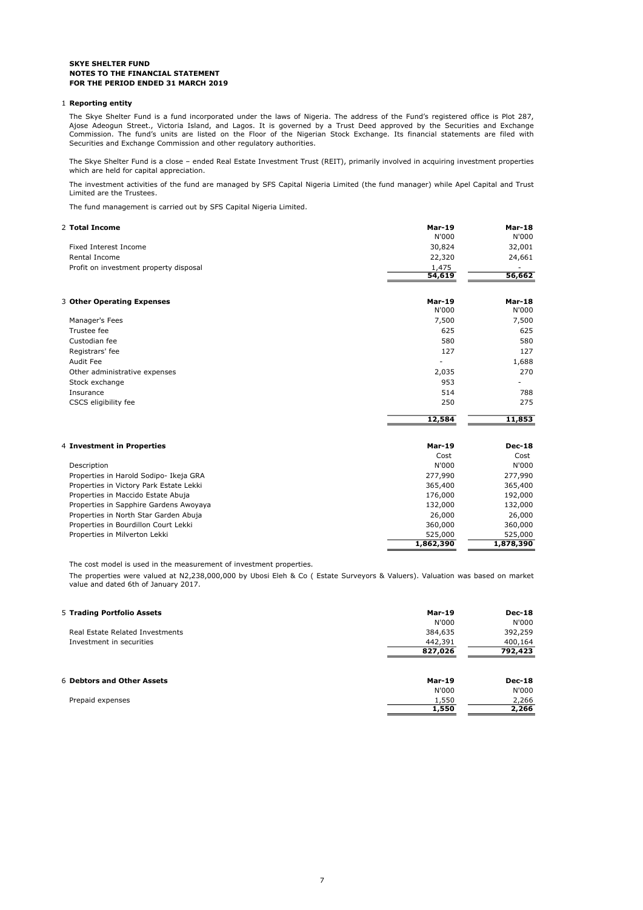**SKYE SHELTER FUND**
**NOTES TO THE FINANCIAL STATEMENT**
**FOR THE PERIOD ENDED 31 MARCH 2019**

## 1 Reporting entity

The Skye Shelter Fund is a fund incorporated under the laws of Nigeria. The address of the Fund's registered office is Plot 287, Ajose Adeogun Street., Victoria Island, and Lagos. It is governed by a Trust Deed approved by the Securities and Exchange Commission. The fund's units are listed on the Floor of the Nigerian Stock Exchange. Its financial statements are filed with Securities and Exchange Commission and other regulatory authorities.

The Skye Shelter Fund is a close – ended Real Estate Investment Trust (REIT), primarily involved in acquiring investment properties which are held for capital appreciation.

The investment activities of the fund are managed by SFS Capital Nigeria Limited (the fund manager) while Apel Capital and Trust Limited are the Trustees.

The fund management is carried out by SFS Capital Nigeria Limited.

## 2 Total Income

| | Mar-19 | Mar-18 |
|---|---|---|
| | N'000 | N'000 |
| Fixed Interest Income | 30,824 | 32,001 |
| Rental Income | 22,320 | 24,661 |
| Profit on investment property disposal | 1,475 | - |
| | **54,619** | **56,662** |

## 3 Other Operating Expenses

| | Mar-19 | Mar-18 |
|---|---|---|
| | N'000 | N'000 |
| Manager's Fees | 7,500 | 7,500 |
| Trustee fee | 625 | 625 |
| Custodian fee | 580 | 580 |
| Registrars' fee | 127 | 127 |
| Audit Fee | - | 1,688 |
| Other administrative expenses | 2,035 | 270 |
| Stock exchange | 953 | - |
| Insurance | 514 | 788 |
| CSCS eligibility fee | 250 | 275 |
| | **12,584** | **11,853** |

## 4 Investment in Properties

| | Mar-19 | Dec-18 |
|---|---|---|
| | Cost | Cost |
| Description | N'000 | N'000 |
| Properties in Harold Sodipo- Ikeja GRA | 277,990 | 277,990 |
| Properties in Victory Park Estate Lekki | 365,400 | 365,400 |
| Properties in Maccido Estate Abuja | 176,000 | 192,000 |
| Properties in Sapphire Gardens Awoyaya | 132,000 | 132,000 |
| Properties in North Star Garden Abuja | 26,000 | 26,000 |
| Properties in Bourdillon Court Lekki | 360,000 | 360,000 |
| Properties in Milverton Lekki | 525,000 | 525,000 |
| | **1,862,390** | **1,878,390** |

The cost model is used in the measurement of investment properties.

The properties were valued at N2,238,000,000 by Ubosi Eleh & Co ( Estate Surveyors & Valuers). Valuation was based on market value and dated 6th of January 2017.

## 5 Trading Portfolio Assets

| | Mar-19 | Dec-18 |
|---|---|---|
| | N'000 | N'000 |
| Real Estate Related Investments | 384,635 | 392,259 |
| Investment in securities | 442,391 | 400,164 |
| | **827,026** | **792,423** |

## 6 Debtors and Other Assets

| | Mar-19 | Dec-18 |
|---|---|---|
| | N'000 | N'000 |
| Prepaid expenses | 1,550 | 2,266 |
| | **1,550** | **2,266** |